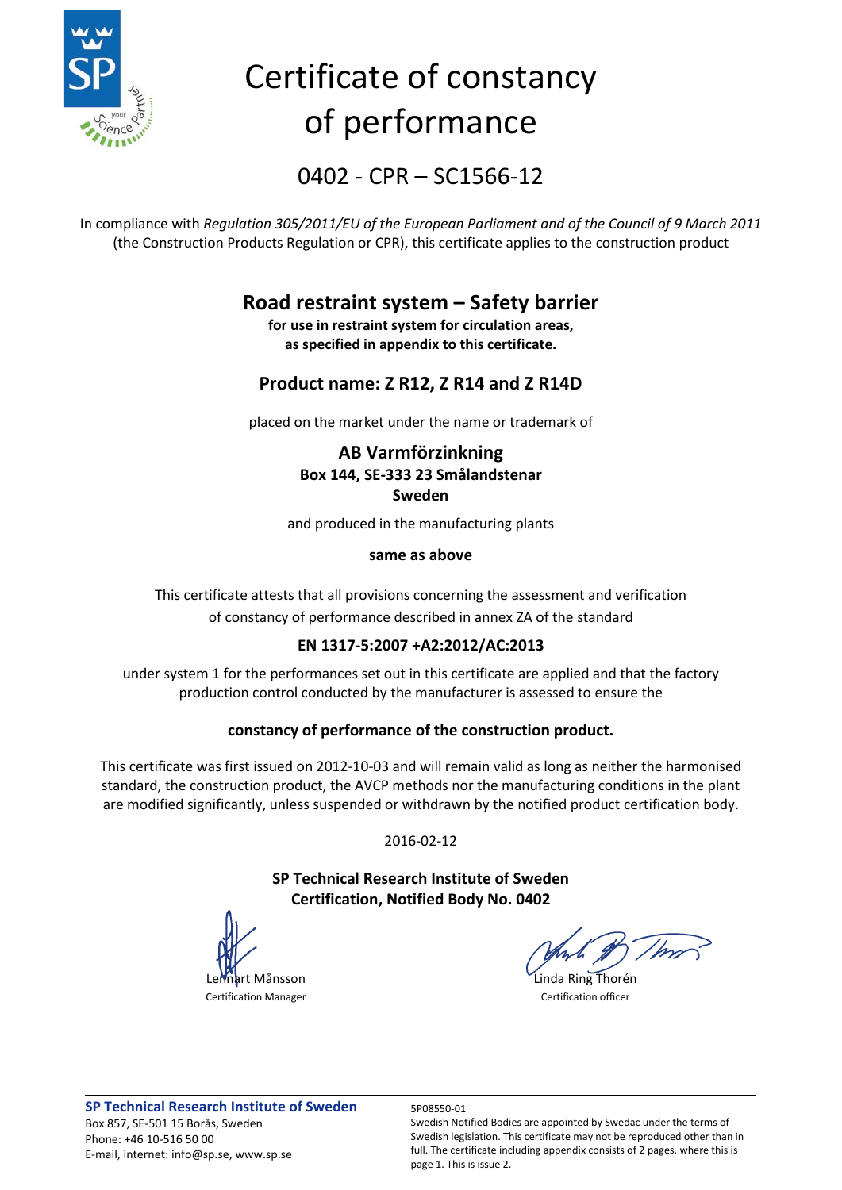# Certificate of constancy of performance

## 0402 - CPR – SC1566-12

In compliance with *Regulation 305/2011/EU of the European Parliament and of the Council of 9 March 2011* (the Construction Products Regulation or CPR), this certificate applies to the construction product

## Road restraint system – Safety barrier

**for use in restraint system for circulation areas, as specified in appendix to this certificate.**

## Product name: Z R12, Z R14 and Z R14D

placed on the market under the name or trademark of

**AB Varmförzinkning**
**Box 144, SE-333 23 Smålandstenar**
**Sweden**

and produced in the manufacturing plants

**same as above**

This certificate attests that all provisions concerning the assessment and verification of constancy of performance described in annex ZA of the standard

**EN 1317-5:2007 +A2:2012/AC:2013**

under system 1 for the performances set out in this certificate are applied and that the factory production control conducted by the manufacturer is assessed to ensure the

**constancy of performance of the construction product.**

This certificate was first issued on 2012-10-03 and will remain valid as long as neither the harmonised standard, the construction product, the AVCP methods nor the manufacturing conditions in the plant are modified significantly, unless suspended or withdrawn by the notified product certification body.

2016-02-12

**SP Technical Research Institute of Sweden**
**Certification, Notified Body No. 0402**

Lennart Månsson
Certification Manager

Linda Ring Thorén
Certification officer

**SP Technical Research Institute of Sweden**
Box 857, SE-501 15 Borås, Sweden
Phone: +46 10-516 50 00
E-mail, internet: info@sp.se, www.sp.se

5P08550-01
Swedish Notified Bodies are appointed by Swedac under the terms of Swedish legislation. This certificate may not be reproduced other than in full. The certificate including appendix consists of 2 pages, where this is page 1. This is issue 2.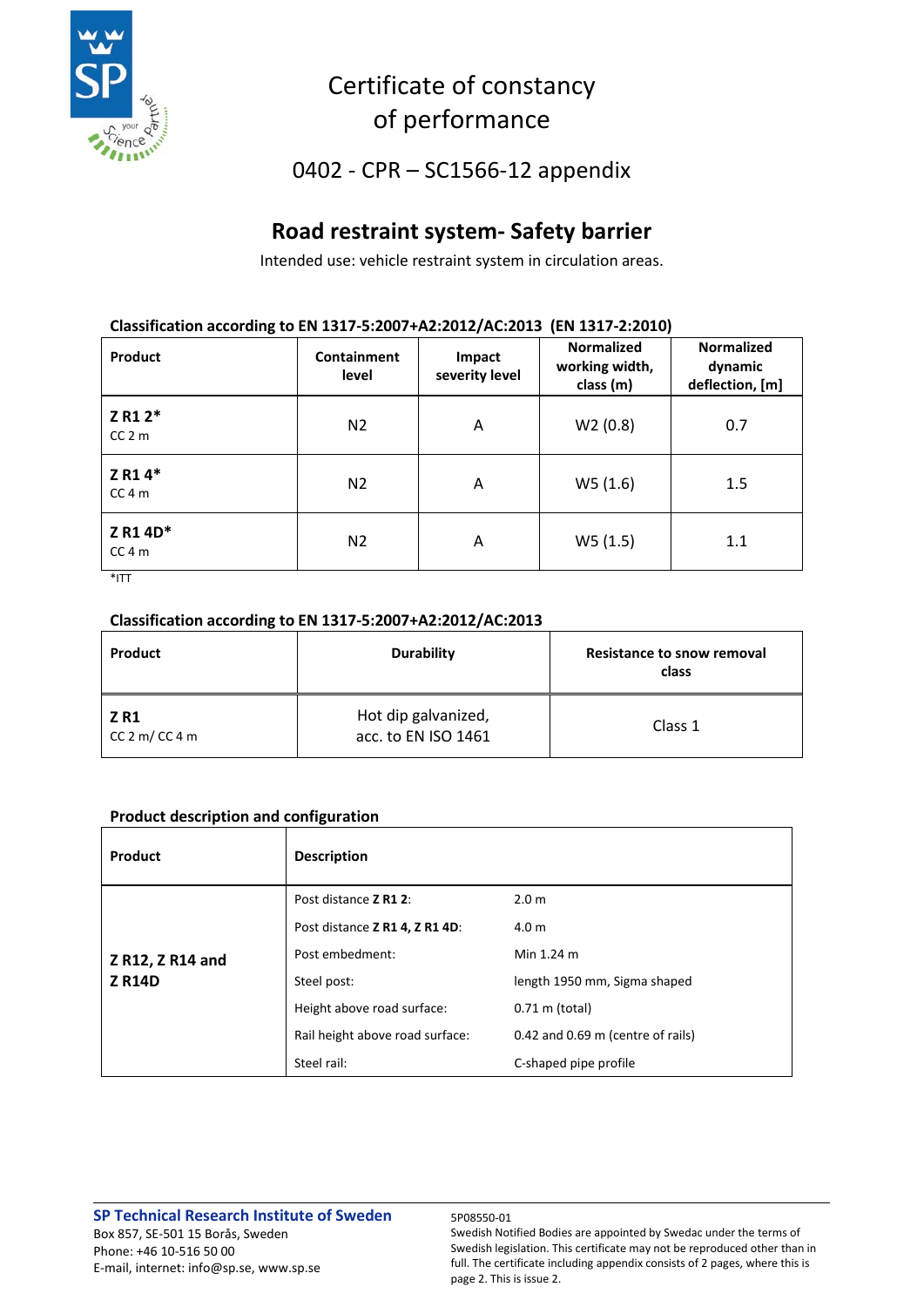# Certificate of constancy of performance

## 0402 - CPR – SC1566-12 appendix

## Road restraint system- Safety barrier

Intended use: vehicle restraint system in circulation areas.

**Classification according to EN 1317-5:2007+A2:2012/AC:2013 (EN 1317-2:2010)**

| Product | Containment level | Impact severity level | Normalized working width, class (m) | Normalized dynamic deflection, [m] |
|---|---|---|---|---|
| **Z R1 2***<br>CC 2 m | N2 | A | W2 (0.8) | 0.7 |
| **Z R1 4***<br>CC 4 m | N2 | A | W5 (1.6) | 1.5 |
| **Z R1 4D***<br>CC 4 m | N2 | A | W5 (1.5) | 1.1 |

*ITT

**Classification according to EN 1317-5:2007+A2:2012/AC:2013**

| Product | Durability | Resistance to snow removal class |
|---|---|---|
| **Z R1**<br>CC 2 m/ CC 4 m | Hot dip galvanized, acc. to EN ISO 1461 | Class 1 |

**Product description and configuration**

| Product | Description | |
|---|---|---|
| **Z R12, Z R14 and Z R14D** | Post distance **Z R1 2**: | 2.0 m |
| | Post distance **Z R1 4, Z R1 4D**: | 4.0 m |
| | Post embedment: | Min 1.24 m |
| | Steel post: | length 1950 mm, Sigma shaped |
| | Height above road surface: | 0.71 m (total) |
| | Rail height above road surface: | 0.42 and 0.69 m (centre of rails) |
| | Steel rail: | C-shaped pipe profile |

**SP Technical Research Institute of Sweden**
Box 857, SE-501 15 Borås, Sweden
Phone: +46 10-516 50 00
E-mail, internet: info@sp.se, www.sp.se

5P08550-01
Swedish Notified Bodies are appointed by Swedac under the terms of Swedish legislation. This certificate may not be reproduced other than in full. The certificate including appendix consists of 2 pages, where this is page 2. This is issue 2.